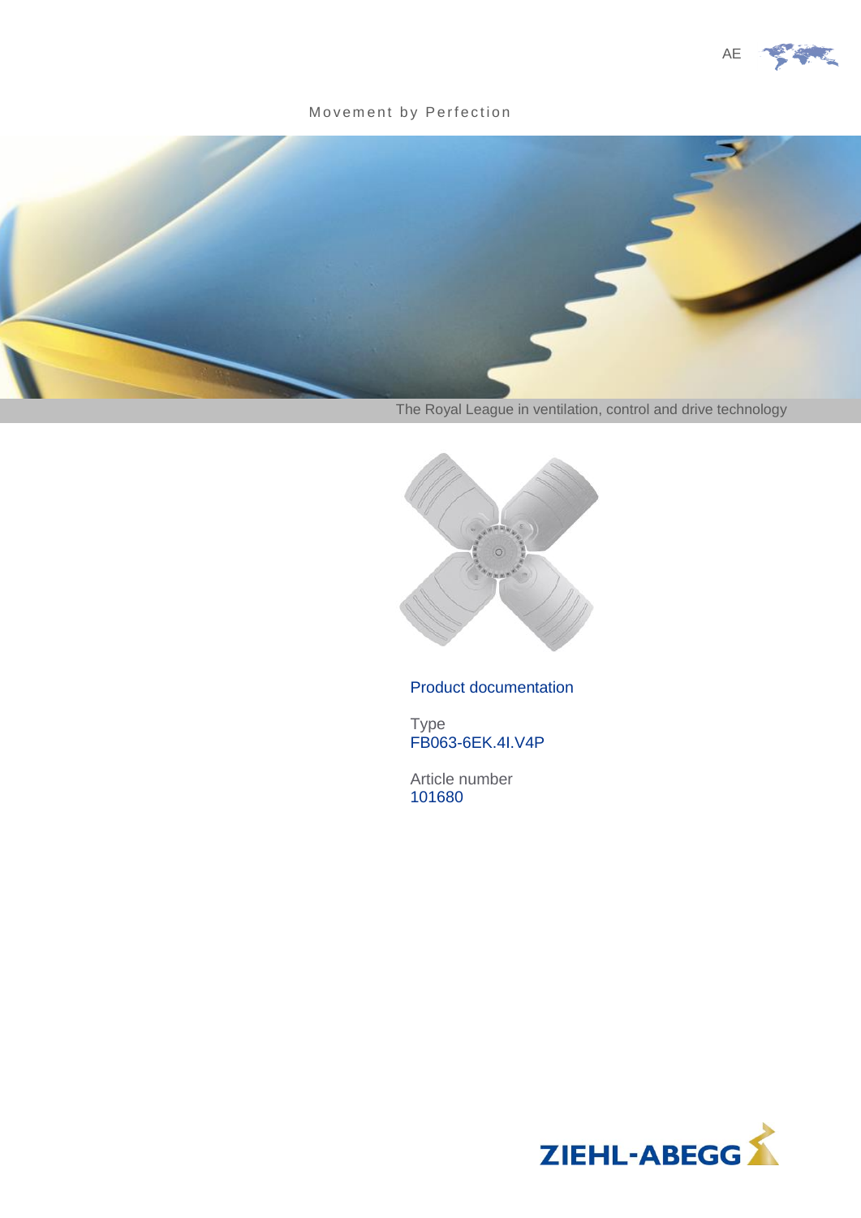AE

Movement by Perfection

The Royal League in ventilation, control and drive technology

## Product documentation

Type
FB063-6EK.4I.V4P

Article number
101680

ZIEHL-ABEGG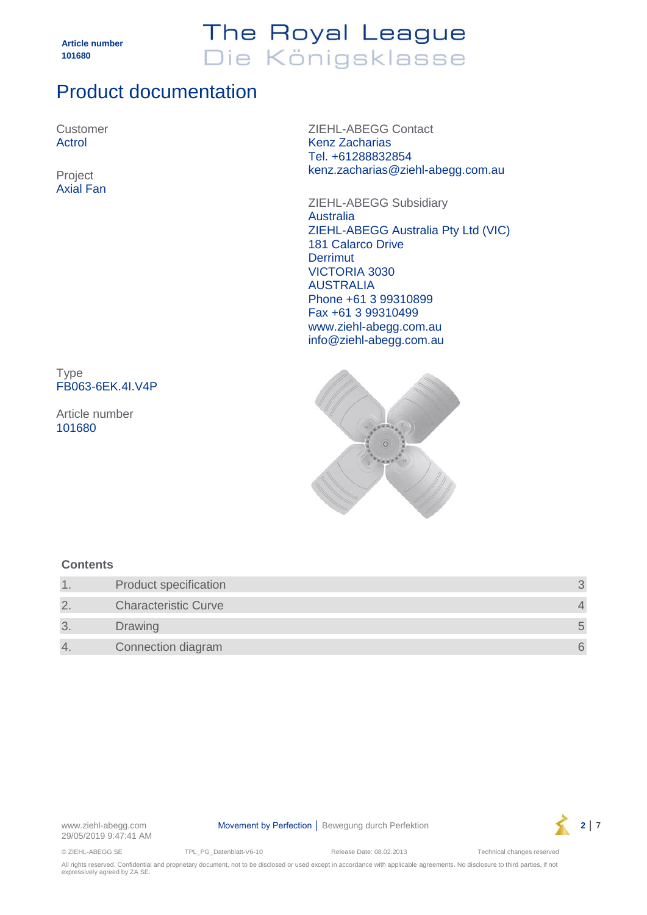Article number
101680

The Royal League
Die Königsklasse

# Product documentation

Customer
Actrol

Project
Axial Fan

ZIEHL-ABEGG Contact
Kenz Zacharias
Tel. +61288832854
kenz.zacharias@ziehl-abegg.com.au

ZIEHL-ABEGG Subsidiary
Australia
ZIEHL-ABEGG Australia Pty Ltd (VIC)
181 Calarco Drive
Derrimut
VICTORIA 3030
AUSTRALIA
Phone +61 3 99310899
Fax +61 3 99310499
www.ziehl-abegg.com.au
info@ziehl-abegg.com.au

Type
FB063-6EK.4I.V4P

Article number
101680

**Contents**

| | | |
|---|---|---|
| 1. | Product specification | 3 |
| 2. | Characteristic Curve | 4 |
| 3. | Drawing | 5 |
| 4. | Connection diagram | 6 |

www.ziehl-abegg.com
29/05/2019 9:47:41 AM

Movement by Perfection | Bewegung durch Perfektion

© ZIEHL-ABEGG SE TPL_PG_Datenblatt-V6-10 Release Date: 08.02.2013 Technical changes reserved

All rights reserved. Confidential and proprietary document, not to be disclosed or used except in accordance with applicable agreements. No disclosure to third parties, if not expressively agreed by ZA SE.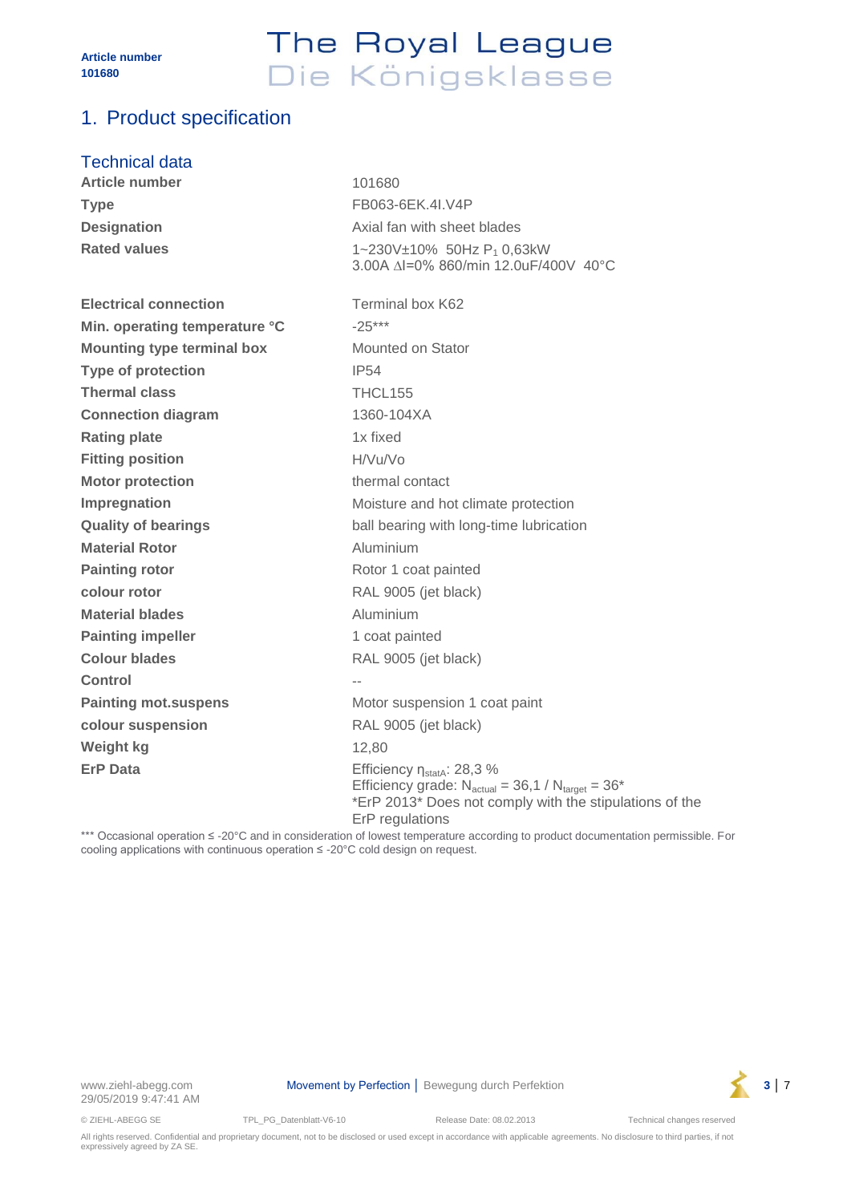## 1. Product specification

### Technical data

| | |
|---|---|
| **Article number** | 101680 |
| **Type** | FB063-6EK.4I.V4P |
| **Designation** | Axial fan with sheet blades |
| **Rated values** | 1~230V±10% 50Hz $P_1$ 0,63kW<br>3.00A ΔI=0% 860/min 12.0uF/400V 40°C |
| **Electrical connection** | Terminal box K62 |
| **Min. operating temperature °C** | -25*** |
| **Mounting type terminal box** | Mounted on Stator |
| **Type of protection** | IP54 |
| **Thermal class** | THCL155 |
| **Connection diagram** | 1360-104XA |
| **Rating plate** | 1x fixed |
| **Fitting position** | H/Vu/Vo |
| **Motor protection** | thermal contact |
| **Impregnation** | Moisture and hot climate protection |
| **Quality of bearings** | ball bearing with long-time lubrication |
| **Material Rotor** | Aluminium |
| **Painting rotor** | Rotor 1 coat painted |
| **colour rotor** | RAL 9005 (jet black) |
| **Material blades** | Aluminium |
| **Painting impeller** | 1 coat painted |
| **Colour blades** | RAL 9005 (jet black) |
| **Control** | -- |
| **Painting mot.suspens** | Motor suspension 1 coat paint |
| **colour suspension** | RAL 9005 (jet black) |
| **Weight kg** | 12,80 |
| **ErP Data** | Efficiency $\eta_{statA}$: 28,3 %<br>Efficiency grade: $N_{actual}$ = 36,1 / $N_{target}$ = 36*<br>*ErP 2013* Does not comply with the stipulations of the ErP regulations |

*** Occasional operation ≤ -20°C and in consideration of lowest temperature according to product documentation permissible. For cooling applications with continuous operation ≤ -20°C cold design on request.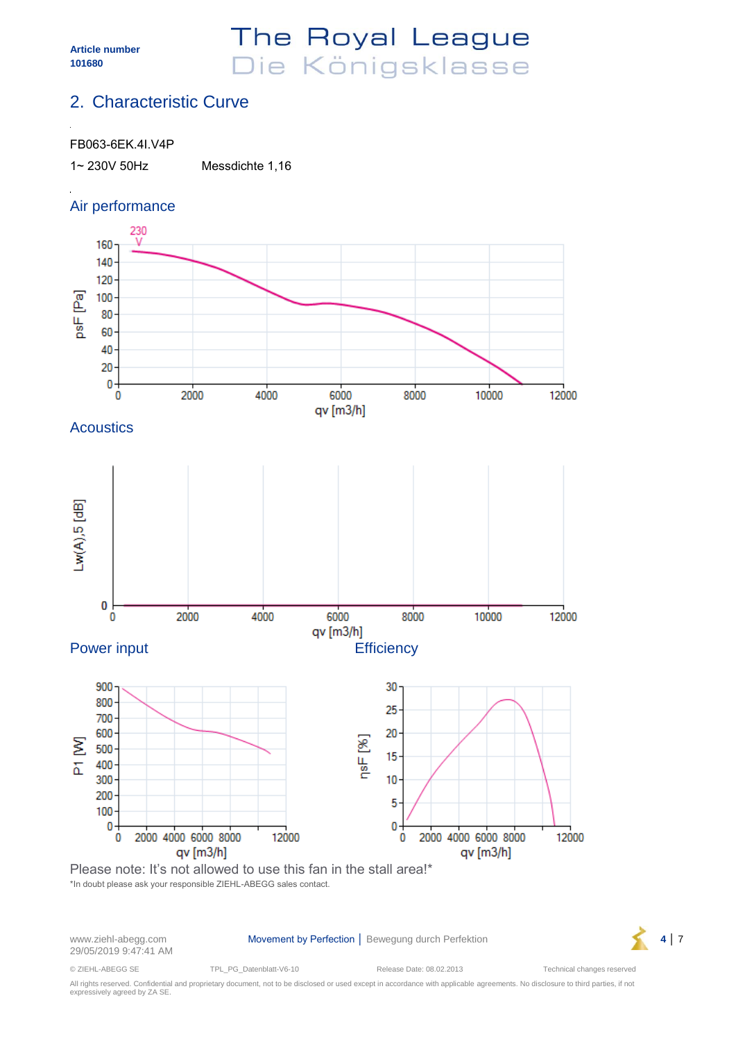Article number
101680

## 2. Characteristic Curve

FB063-6EK.4I.V4P

1~ 230V 50Hz Messdichte 1,16

### Air performance

### Acoustics

### Power input

### Efficiency

Please note: It's not allowed to use this fan in the stall area!*

*In doubt please ask your responsible ZIEHL-ABEGG sales contact.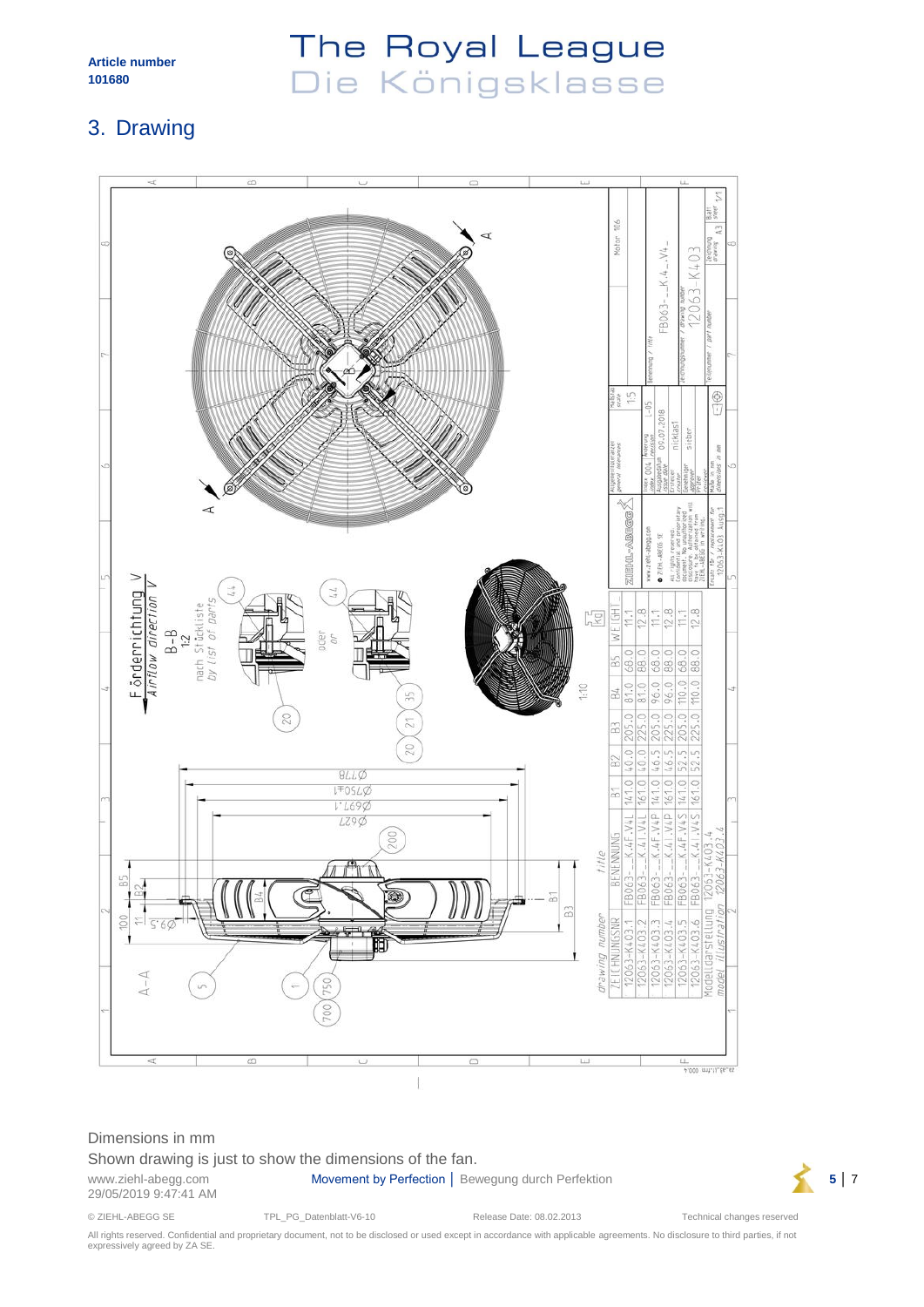**Article number**
**101680**

# 3. Drawing

| ZEICHNUNGSNR | BENENNUNG | B1 | B2 | B3 | B4 | B5 | WEIGHT |
|---|---|---|---|---|---|---|---|
| 12063-K403.1 | FB063-_K.4F.V4L | 141.0 | 40.0 | 205.0 | 81.0 | 68.0 | 11.1 |
| 12063-K403.2 | FB063-_K.4I.V4L | 161.0 | 40.0 | 225.0 | 81.0 | 88.0 | 12.8 |
| 12063-K403.3 | FB063-_K.4F.V4P | 141.0 | 46.5 | 205.0 | 96.0 | 68.0 | 11.1 |
| 12063-K403.4 | FB063-_K.4I.V4P | 161.0 | 46.5 | 225.0 | 96.0 | 88.0 | 12.8 |
| 12063-K403.5 | FB063-_K.4F.V4S | 141.0 | 52.5 | 205.0 | 110.0 | 68.0 | 11.1 |
| 12063-K403.6 | FB063-_K.4I.V4S | 161.0 | 52.5 | 225.0 | 110.0 | 88.0 | 12.8 |

Dimensions in mm

Shown drawing is just to show the dimensions of the fan.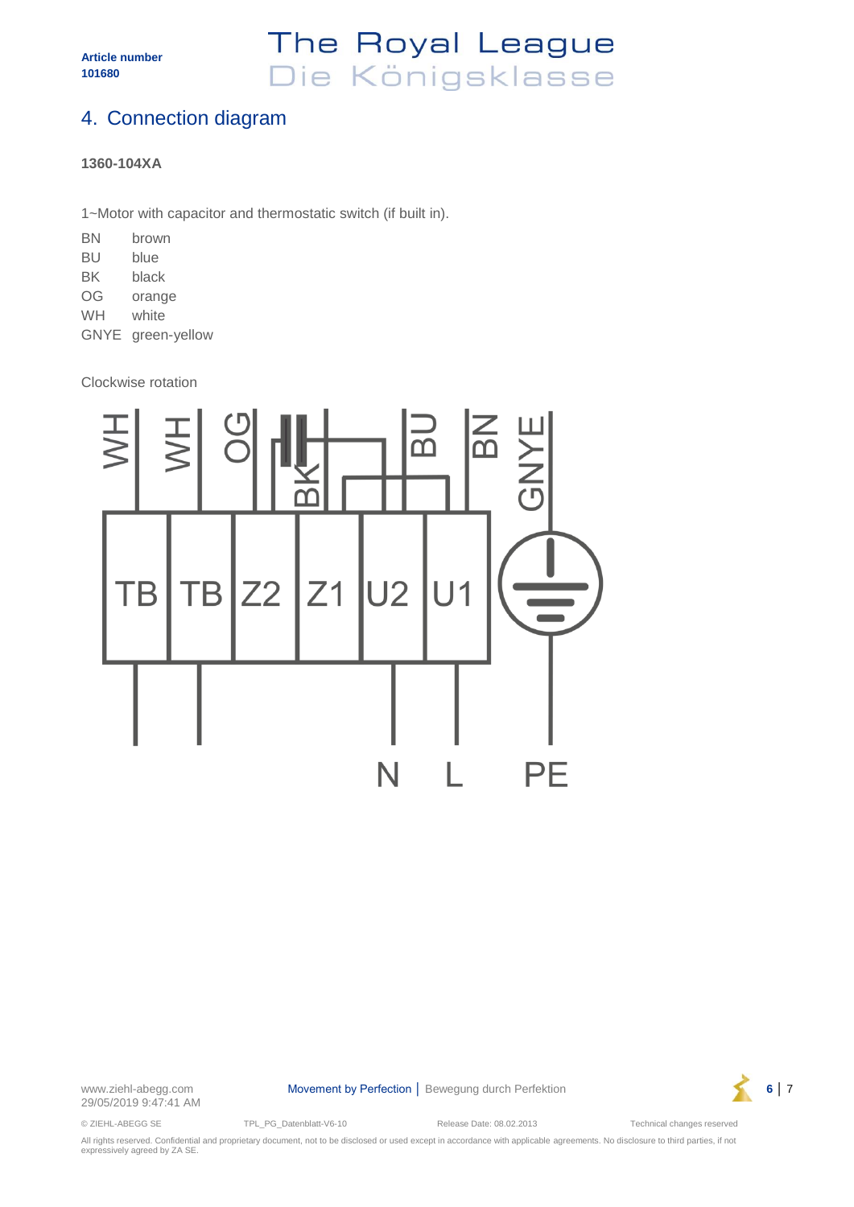Article number
101680

# 4. Connection diagram

**1360-104XA**

1~Motor with capacitor and thermostatic switch (if built in).

| | |
|---|---|
| BN | brown |
| BU | blue |
| BK | black |
| OG | orange |
| WH | white |
| GNYE | green-yellow |

Clockwise rotation

WH WH OG BK BU BN GNYE

TB TB Z2 Z1 U2 U1

N L PE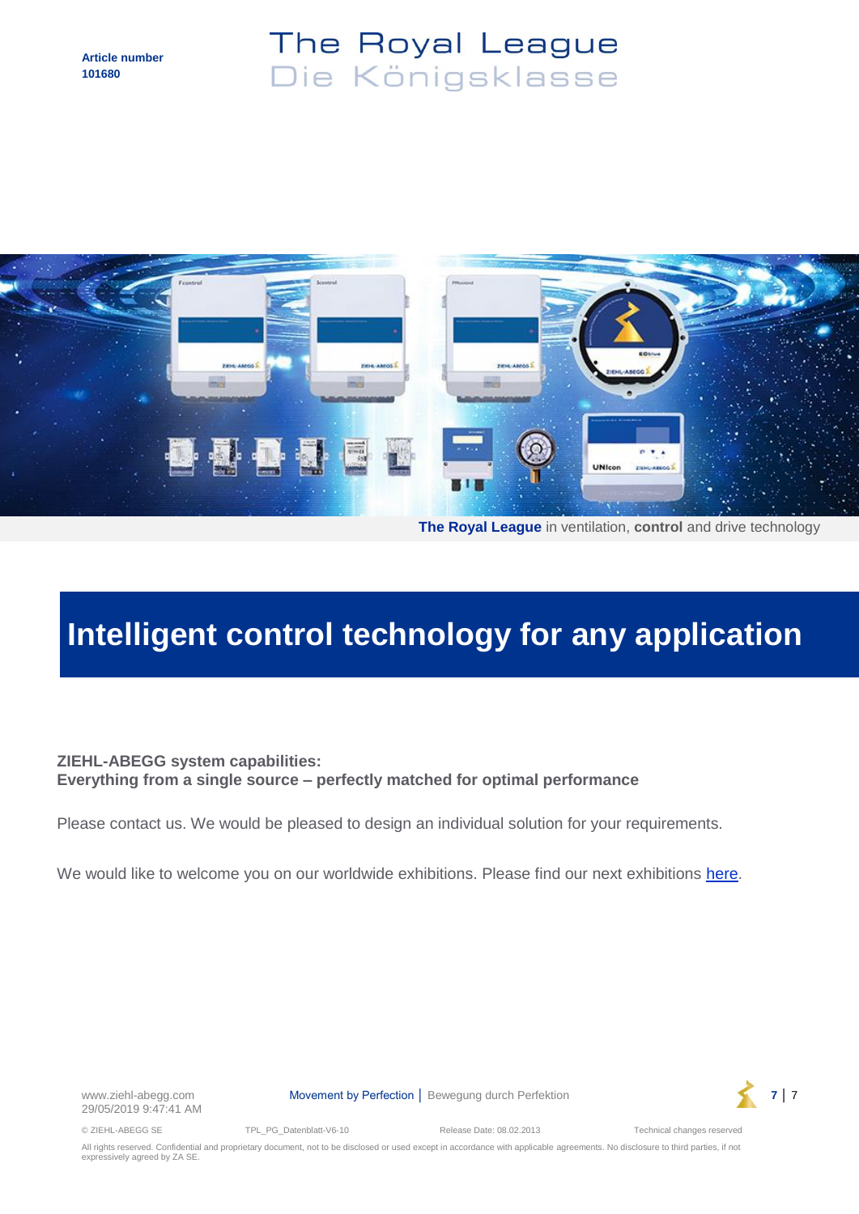Article number
101680

The Royal League
Die Königsklasse

**The Royal League** in ventilation, **control** and drive technology

# Intelligent control technology for any application

**ZIEHL-ABEGG system capabilities:**
**Everything from a single source – perfectly matched for optimal performance**

Please contact us. We would be pleased to design an individual solution for your requirements.

We would like to welcome you on our worldwide exhibitions. Please find our next exhibitions here.

www.ziehl-abegg.com
29/05/2019 9:47:41 AM

Movement by Perfection | Bewegung durch Perfektion

© ZIEHL-ABEGG SE TPL_PG_Datenblatt-V6-10 Release Date: 08.02.2013 Technical changes reserved

All rights reserved. Confidential and proprietary document, not to be disclosed or used except in accordance with applicable agreements. No disclosure to third parties, if not expressively agreed by ZA SE.